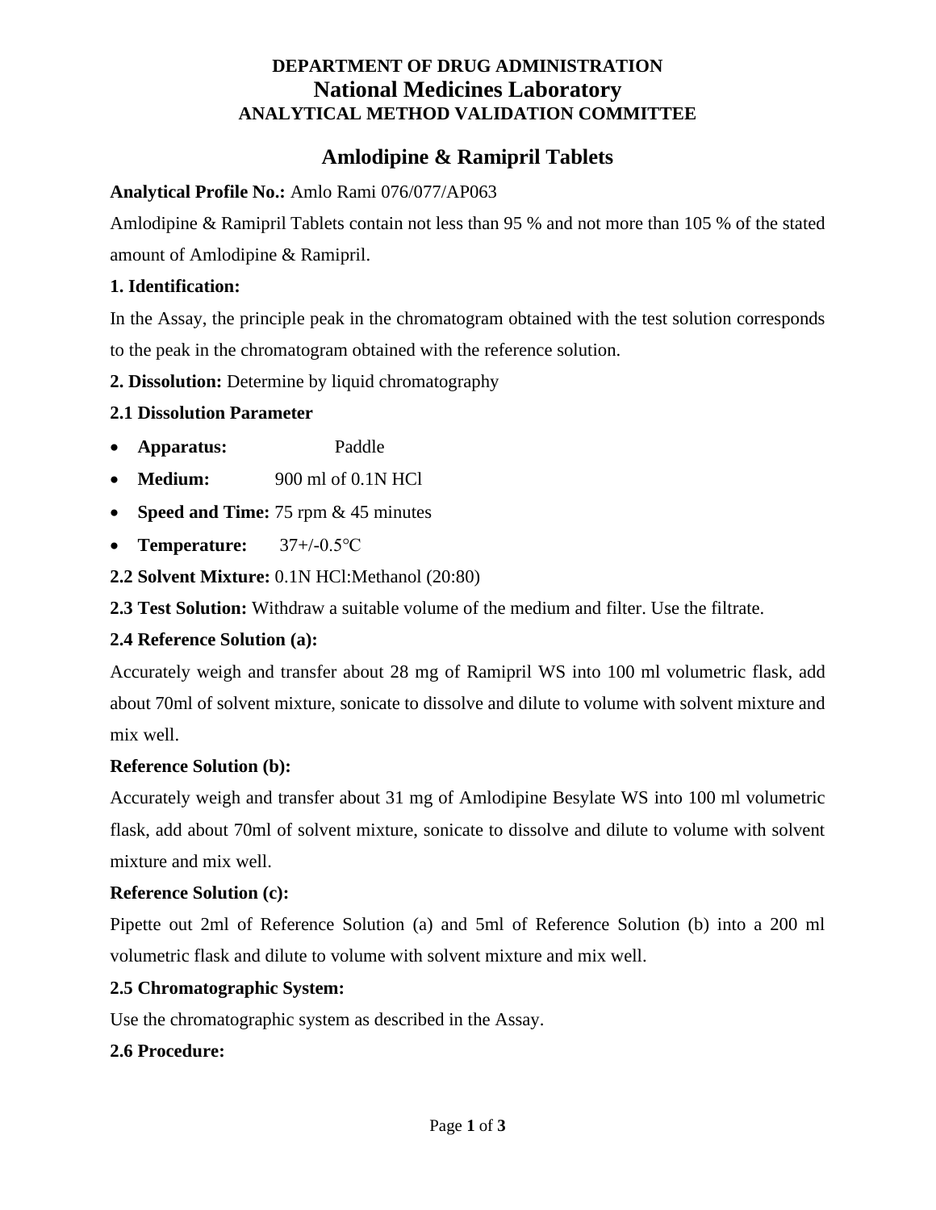**DEPARTMENT OF DRUG ADMINISTRATION**

# National Medicines Laboratory

**ANALYTICAL METHOD VALIDATION COMMITTEE**

## Amlodipine & Ramipril Tablets

**Analytical Profile No.:** Amlo Rami 076/077/AP063

Amlodipine & Ramipril Tablets contain not less than 95 % and not more than 105 % of the stated amount of Amlodipine & Ramipril.

**1. Identification:**

In the Assay, the principle peak in the chromatogram obtained with the test solution corresponds to the peak in the chromatogram obtained with the reference solution.

**2. Dissolution:** Determine by liquid chromatography

**2.1 Dissolution Parameter**

- **Apparatus:** Paddle
- **Medium:** 900 ml of 0.1N HCl
- **Speed and Time:** 75 rpm & 45 minutes
- **Temperature:** 37+/-0.5℃

**2.2 Solvent Mixture:** 0.1N HCl:Methanol (20:80)

**2.3 Test Solution:** Withdraw a suitable volume of the medium and filter. Use the filtrate.

**2.4 Reference Solution (a):**

Accurately weigh and transfer about 28 mg of Ramipril WS into 100 ml volumetric flask, add about 70ml of solvent mixture, sonicate to dissolve and dilute to volume with solvent mixture and mix well.

**Reference Solution (b):**

Accurately weigh and transfer about 31 mg of Amlodipine Besylate WS into 100 ml volumetric flask, add about 70ml of solvent mixture, sonicate to dissolve and dilute to volume with solvent mixture and mix well.

**Reference Solution (c):**

Pipette out 2ml of Reference Solution (a) and 5ml of Reference Solution (b) into a 200 ml volumetric flask and dilute to volume with solvent mixture and mix well.

**2.5 Chromatographic System:**

Use the chromatographic system as described in the Assay.

**2.6 Procedure:**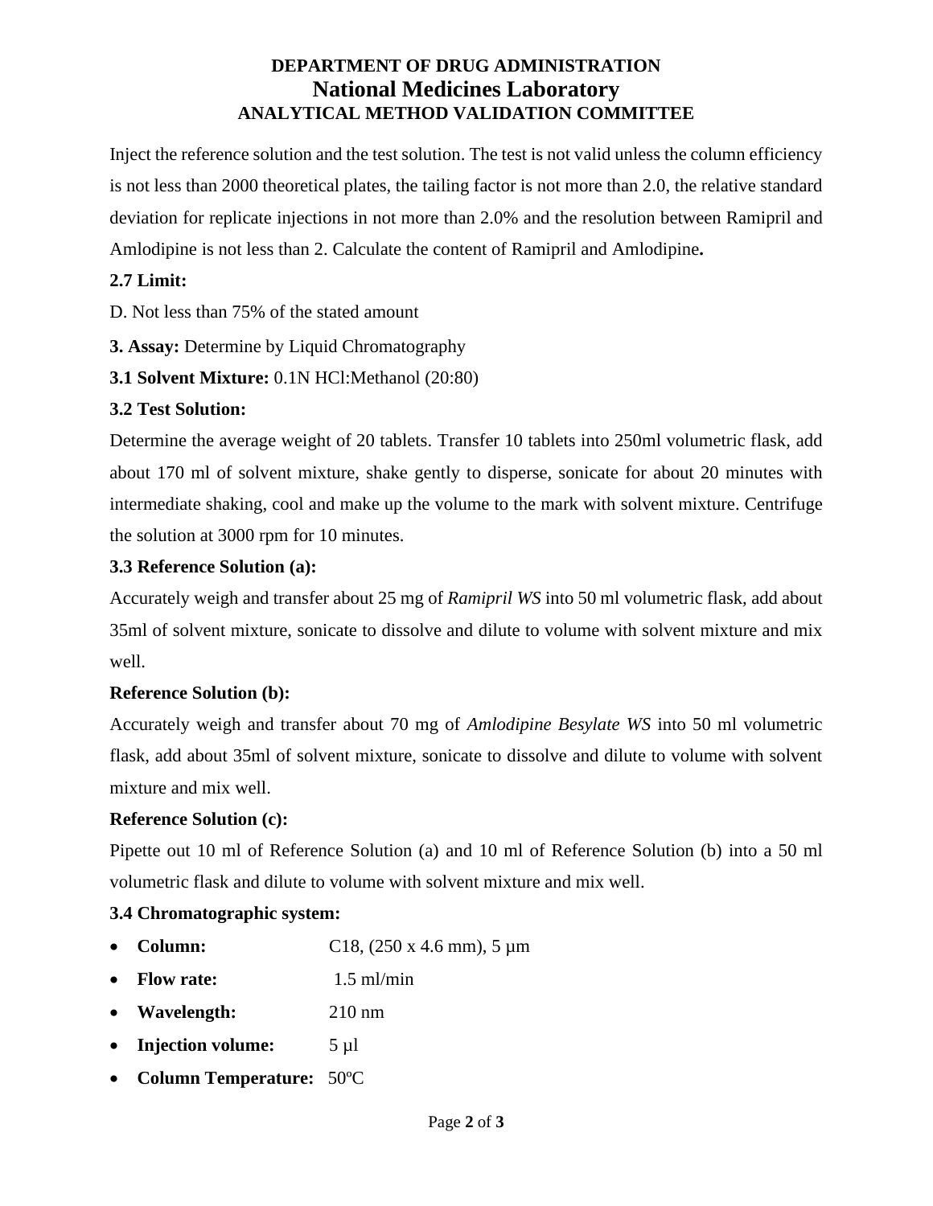Inject the reference solution and the test solution. The test is not valid unless the column efficiency is not less than 2000 theoretical plates, the tailing factor is not more than 2.0, the relative standard deviation for replicate injections in not more than 2.0% and the resolution between Ramipril and Amlodipine is not less than 2. Calculate the content of Ramipril and Amlodipine**.**

**2.7 Limit:**

D. Not less than 75% of the stated amount

**3. Assay:** Determine by Liquid Chromatography

**3.1 Solvent Mixture:** 0.1N HCl:Methanol (20:80)

**3.2 Test Solution:**

Determine the average weight of 20 tablets. Transfer 10 tablets into 250ml volumetric flask, add about 170 ml of solvent mixture, shake gently to disperse, sonicate for about 20 minutes with intermediate shaking, cool and make up the volume to the mark with solvent mixture. Centrifuge the solution at 3000 rpm for 10 minutes.

**3.3 Reference Solution (a):**

Accurately weigh and transfer about 25 mg of *Ramipril WS* into 50 ml volumetric flask, add about 35ml of solvent mixture, sonicate to dissolve and dilute to volume with solvent mixture and mix well.

**Reference Solution (b):**

Accurately weigh and transfer about 70 mg of *Amlodipine Besylate WS* into 50 ml volumetric flask, add about 35ml of solvent mixture, sonicate to dissolve and dilute to volume with solvent mixture and mix well.

**Reference Solution (c):**

Pipette out 10 ml of Reference Solution (a) and 10 ml of Reference Solution (b) into a 50 ml volumetric flask and dilute to volume with solvent mixture and mix well.

**3.4 Chromatographic system:**

- **Column:** C18, (250 x 4.6 mm), 5 µm
- **Flow rate:** 1.5 ml/min
- **Wavelength:** 210 nm
- **Injection volume:** 5 µl
- **Column Temperature:** 50ºC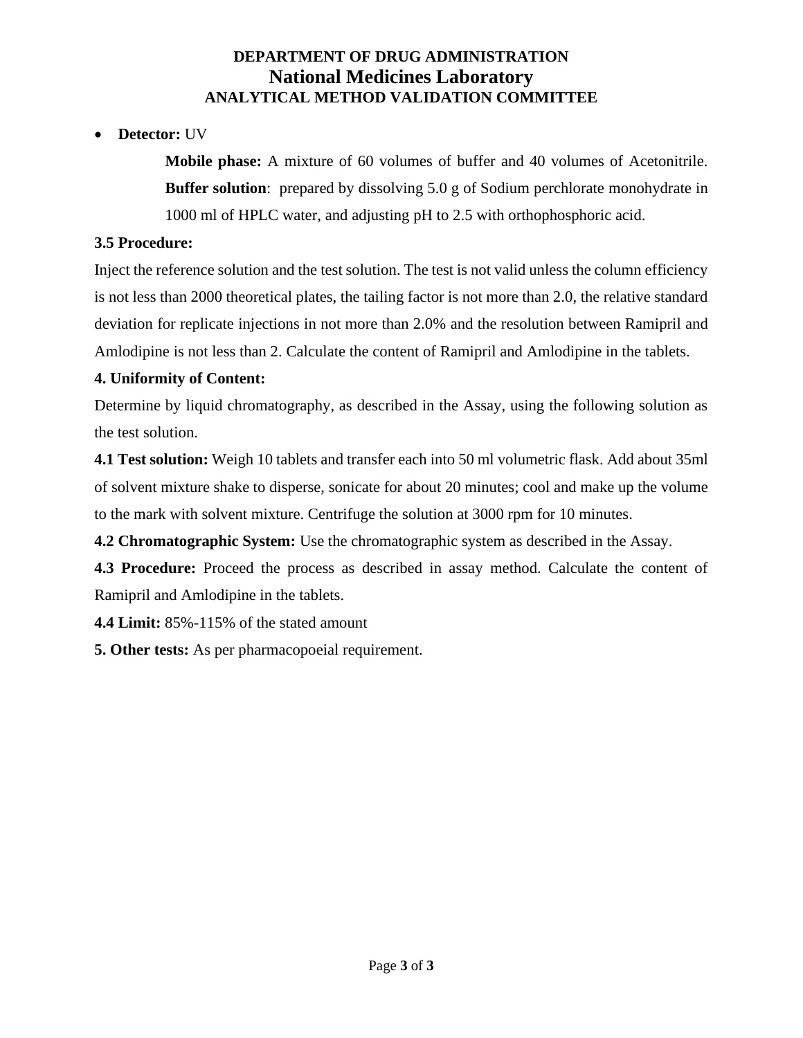- **Detector:** UV

  **Mobile phase:** A mixture of 60 volumes of buffer and 40 volumes of Acetonitrile. **Buffer solution**: prepared by dissolving 5.0 g of Sodium perchlorate monohydrate in 1000 ml of HPLC water, and adjusting pH to 2.5 with orthophosphoric acid.

**3.5 Procedure:**

Inject the reference solution and the test solution. The test is not valid unless the column efficiency is not less than 2000 theoretical plates, the tailing factor is not more than 2.0, the relative standard deviation for replicate injections in not more than 2.0% and the resolution between Ramipril and Amlodipine is not less than 2. Calculate the content of Ramipril and Amlodipine in the tablets.

**4. Uniformity of Content:**

Determine by liquid chromatography, as described in the Assay, using the following solution as the test solution.

**4.1 Test solution:** Weigh 10 tablets and transfer each into 50 ml volumetric flask. Add about 35ml of solvent mixture shake to disperse, sonicate for about 20 minutes; cool and make up the volume to the mark with solvent mixture. Centrifuge the solution at 3000 rpm for 10 minutes.

**4.2 Chromatographic System:** Use the chromatographic system as described in the Assay.

**4.3 Procedure:** Proceed the process as described in assay method. Calculate the content of Ramipril and Amlodipine in the tablets.

**4.4 Limit:** 85%-115% of the stated amount

**5. Other tests:** As per pharmacopoeial requirement.